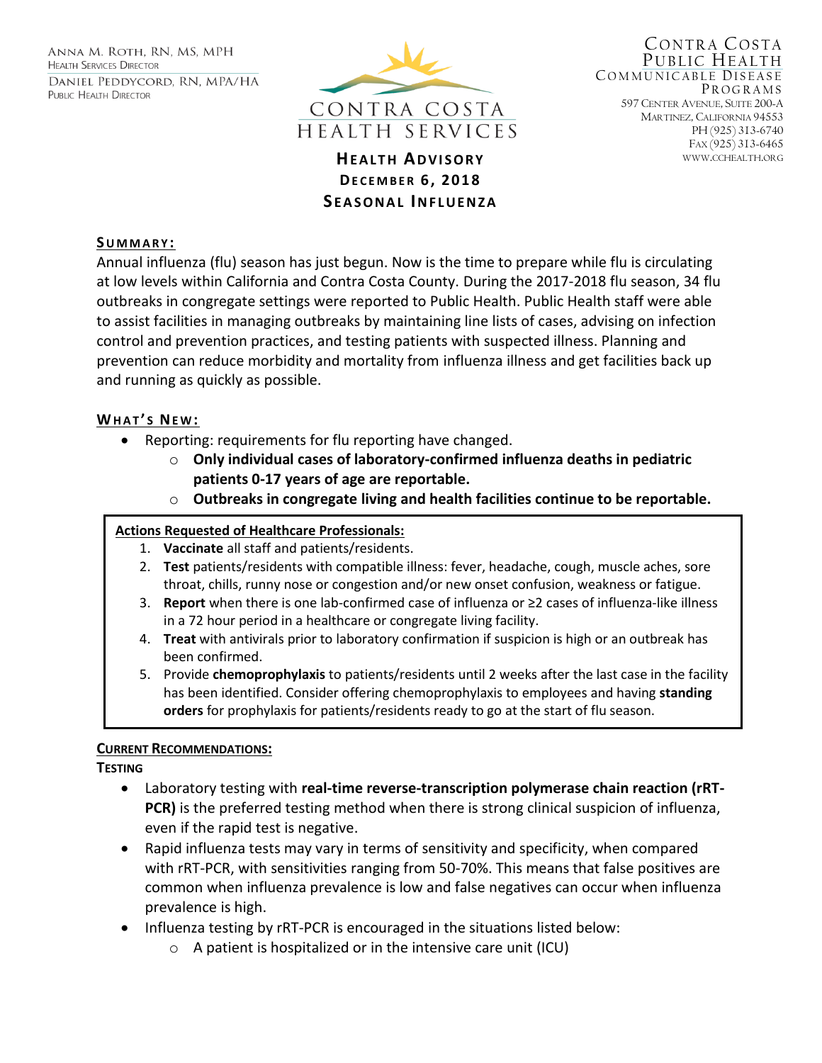Anna M. Roth, RN, MS, MPH
Health Services Director

Daniel Peddycord, RN, MPA/HA
Public Health Director

CONTRA COSTA
HEALTH SERVICES

Contra Costa
Public Health
Communicable Disease
Programs
597 Center Avenue, Suite 200-A
Martinez, California 94553
Ph (925) 313-6740
Fax (925) 313-6465
www.cchealth.org

# Health Advisory
## December 6, 2018
## Seasonal Influenza

### Summary:

Annual influenza (flu) season has just begun. Now is the time to prepare while flu is circulating at low levels within California and Contra Costa County. During the 2017-2018 flu season, 34 flu outbreaks in congregate settings were reported to Public Health. Public Health staff were able to assist facilities in managing outbreaks by maintaining line lists of cases, advising on infection control and prevention practices, and testing patients with suspected illness. Planning and prevention can reduce morbidity and mortality from influenza illness and get facilities back up and running as quickly as possible.

### What's New:

- Reporting: requirements for flu reporting have changed.
  - **Only individual cases of laboratory-confirmed influenza deaths in pediatric patients 0-17 years of age are reportable.**
  - **Outbreaks in congregate living and health facilities continue to be reportable.**

**Actions Requested of Healthcare Professionals:**

1. **Vaccinate** all staff and patients/residents.
2. **Test** patients/residents with compatible illness: fever, headache, cough, muscle aches, sore throat, chills, runny nose or congestion and/or new onset confusion, weakness or fatigue.
3. **Report** when there is one lab-confirmed case of influenza or ≥2 cases of influenza-like illness in a 72 hour period in a healthcare or congregate living facility.
4. **Treat** with antivirals prior to laboratory confirmation if suspicion is high or an outbreak has been confirmed.
5. Provide **chemoprophylaxis** to patients/residents until 2 weeks after the last case in the facility has been identified. Consider offering chemoprophylaxis to employees and having **standing orders** for prophylaxis for patients/residents ready to go at the start of flu season.

### Current Recommendations:

#### Testing

- Laboratory testing with **real-time reverse-transcription polymerase chain reaction (rRT-PCR)** is the preferred testing method when there is strong clinical suspicion of influenza, even if the rapid test is negative.
- Rapid influenza tests may vary in terms of sensitivity and specificity, when compared with rRT-PCR, with sensitivities ranging from 50-70%. This means that false positives are common when influenza prevalence is low and false negatives can occur when influenza prevalence is high.
- Influenza testing by rRT-PCR is encouraged in the situations listed below:
  - A patient is hospitalized or in the intensive care unit (ICU)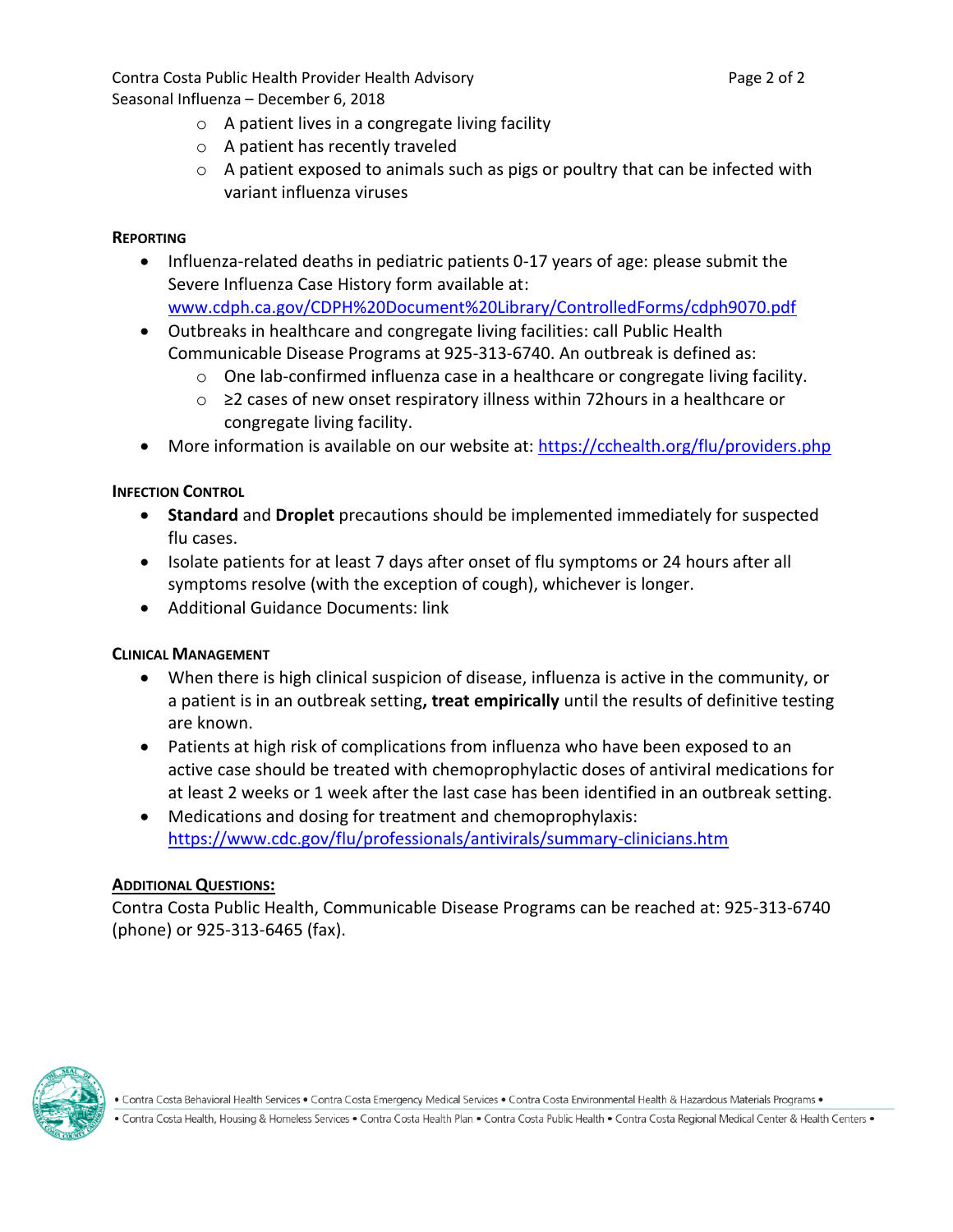- A patient lives in a congregate living facility
    - A patient has recently traveled
    - A patient exposed to animals such as pigs or poultry that can be infected with variant influenza viruses

### Reporting

- Influenza-related deaths in pediatric patients 0-17 years of age: please submit the Severe Influenza Case History form available at: www.cdph.ca.gov/CDPH%20Document%20Library/ControlledForms/cdph9070.pdf
- Outbreaks in healthcare and congregate living facilities: call Public Health Communicable Disease Programs at 925-313-6740. An outbreak is defined as:
    - One lab-confirmed influenza case in a healthcare or congregate living facility.
    - ≥2 cases of new onset respiratory illness within 72hours in a healthcare or congregate living facility.
- More information is available on our website at: https://cchealth.org/flu/providers.php

### Infection Control

- **Standard** and **Droplet** precautions should be implemented immediately for suspected flu cases.
- Isolate patients for at least 7 days after onset of flu symptoms or 24 hours after all symptoms resolve (with the exception of cough), whichever is longer.
- Additional Guidance Documents: link

### Clinical Management

- When there is high clinical suspicion of disease, influenza is active in the community, or a patient is in an outbreak setting**, treat empirically** until the results of definitive testing are known.
- Patients at high risk of complications from influenza who have been exposed to an active case should be treated with chemoprophylactic doses of antiviral medications for at least 2 weeks or 1 week after the last case has been identified in an outbreak setting.
- Medications and dosing for treatment and chemoprophylaxis: https://www.cdc.gov/flu/professionals/antivirals/summary-clinicians.htm

### Additional Questions:

Contra Costa Public Health, Communicable Disease Programs can be reached at: 925-313-6740 (phone) or 925-313-6465 (fax).

• Contra Costa Behavioral Health Services • Contra Costa Emergency Medical Services • Contra Costa Environmental Health & Hazardous Materials Programs •
• Contra Costa Health, Housing & Homeless Services • Contra Costa Health Plan • Contra Costa Public Health • Contra Costa Regional Medical Center & Health Centers •